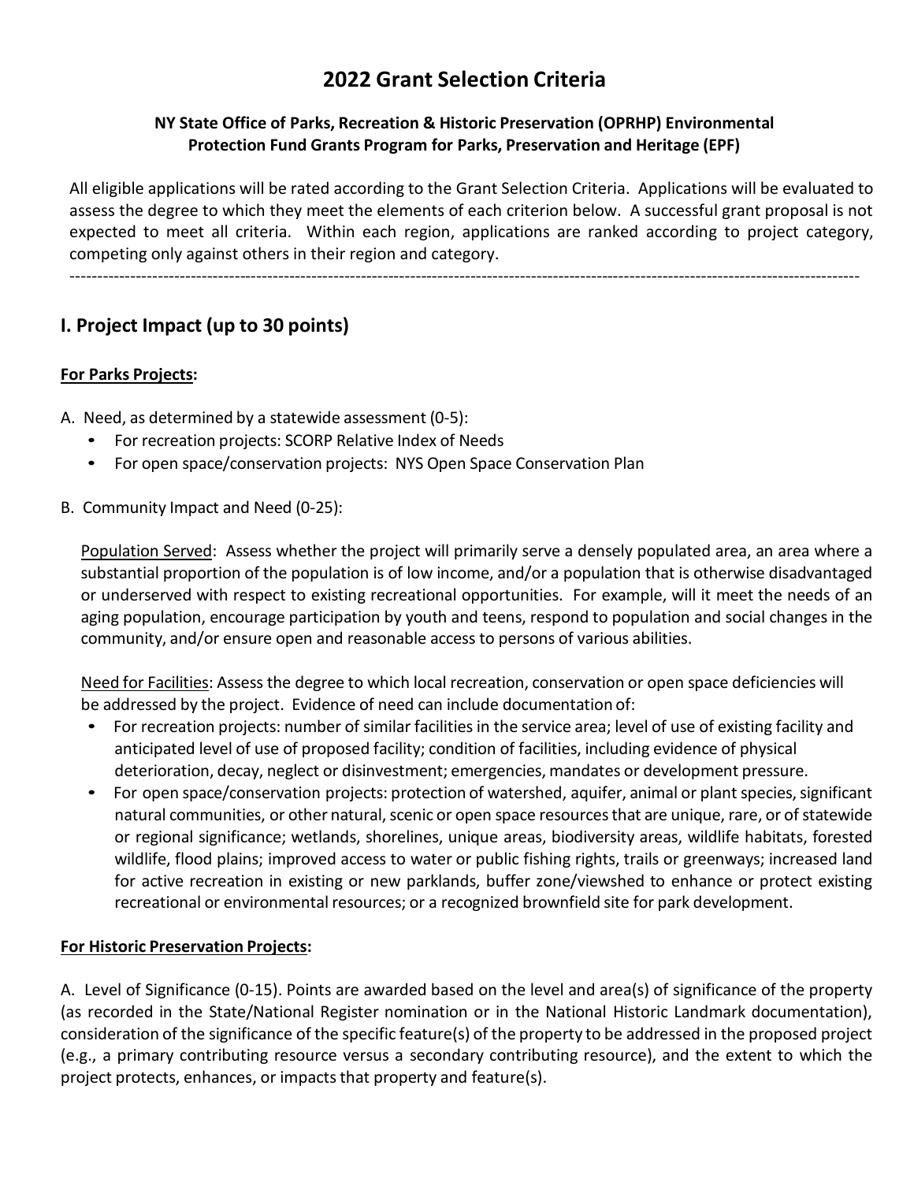# 2022 Grant Selection Criteria

**NY State Office of Parks, Recreation & Historic Preservation (OPRHP) Environmental Protection Fund Grants Program for Parks, Preservation and Heritage (EPF)**

All eligible applications will be rated according to the Grant Selection Criteria. Applications will be evaluated to assess the degree to which they meet the elements of each criterion below. A successful grant proposal is not expected to meet all criteria. Within each region, applications are ranked according to project category, competing only against others in their region and category.

---

## I. Project Impact (up to 30 points)

**For Parks Projects:**

A. Need, as determined by a statewide assessment (0-5):

- For recreation projects: SCORP Relative Index of Needs
- For open space/conservation projects: NYS Open Space Conservation Plan

B. Community Impact and Need (0-25):

Population Served: Assess whether the project will primarily serve a densely populated area, an area where a substantial proportion of the population is of low income, and/or a population that is otherwise disadvantaged or underserved with respect to existing recreational opportunities. For example, will it meet the needs of an aging population, encourage participation by youth and teens, respond to population and social changes in the community, and/or ensure open and reasonable access to persons of various abilities.

Need for Facilities: Assess the degree to which local recreation, conservation or open space deficiencies will be addressed by the project. Evidence of need can include documentation of:

- For recreation projects: number of similar facilities in the service area; level of use of existing facility and anticipated level of use of proposed facility; condition of facilities, including evidence of physical deterioration, decay, neglect or disinvestment; emergencies, mandates or development pressure.
- For open space/conservation projects: protection of watershed, aquifer, animal or plant species, significant natural communities, or other natural, scenic or open space resources that are unique, rare, or of statewide or regional significance; wetlands, shorelines, unique areas, biodiversity areas, wildlife habitats, forested wildlife, flood plains; improved access to water or public fishing rights, trails or greenways; increased land for active recreation in existing or new parklands, buffer zone/viewshed to enhance or protect existing recreational or environmental resources; or a recognized brownfield site for park development.

**For Historic Preservation Projects:**

A. Level of Significance (0-15). Points are awarded based on the level and area(s) of significance of the property (as recorded in the State/National Register nomination or in the National Historic Landmark documentation), consideration of the significance of the specific feature(s) of the property to be addressed in the proposed project (e.g., a primary contributing resource versus a secondary contributing resource), and the extent to which the project protects, enhances, or impacts that property and feature(s).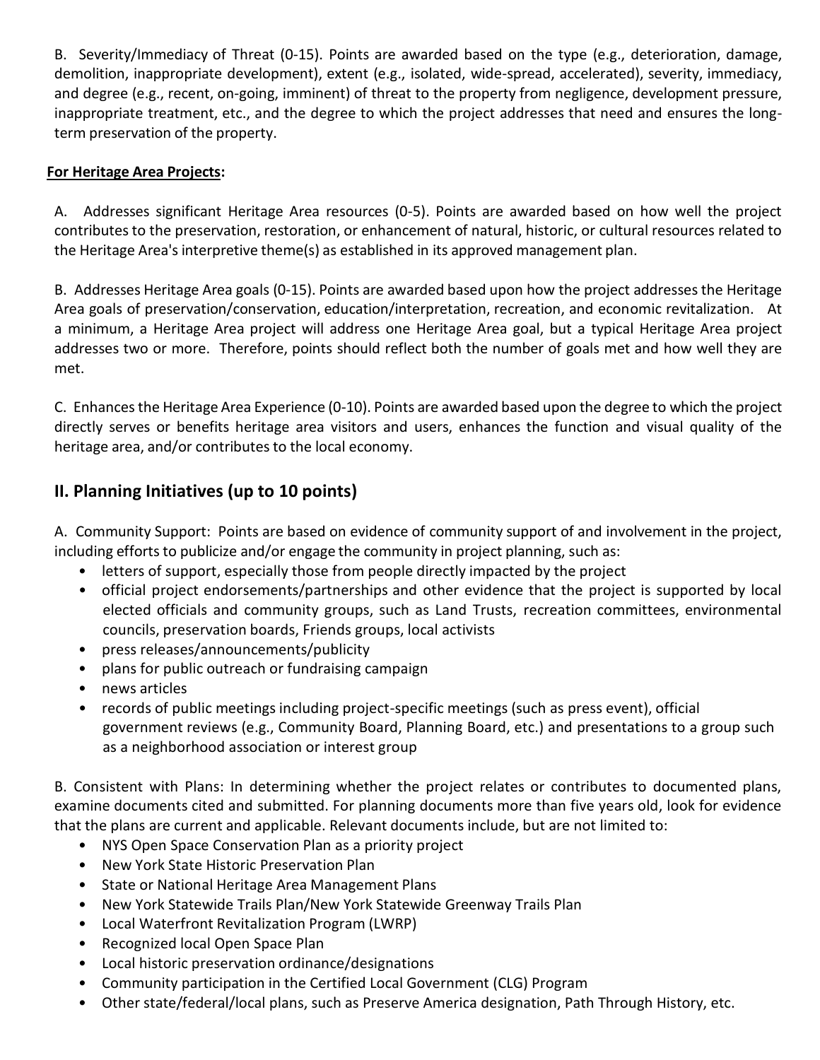B. Severity/Immediacy of Threat (0-15). Points are awarded based on the type (e.g., deterioration, damage, demolition, inappropriate development), extent (e.g., isolated, wide-spread, accelerated), severity, immediacy, and degree (e.g., recent, on-going, imminent) of threat to the property from negligence, development pressure, inappropriate treatment, etc., and the degree to which the project addresses that need and ensures the long-term preservation of the property.

**For Heritage Area Projects:**

A. Addresses significant Heritage Area resources (0-5). Points are awarded based on how well the project contributes to the preservation, restoration, or enhancement of natural, historic, or cultural resources related to the Heritage Area's interpretive theme(s) as established in its approved management plan.

B. Addresses Heritage Area goals (0-15). Points are awarded based upon how the project addresses the Heritage Area goals of preservation/conservation, education/interpretation, recreation, and economic revitalization. At a minimum, a Heritage Area project will address one Heritage Area goal, but a typical Heritage Area project addresses two or more. Therefore, points should reflect both the number of goals met and how well they are met.

C. Enhances the Heritage Area Experience (0-10). Points are awarded based upon the degree to which the project directly serves or benefits heritage area visitors and users, enhances the function and visual quality of the heritage area, and/or contributes to the local economy.

## II. Planning Initiatives (up to 10 points)

A. Community Support: Points are based on evidence of community support of and involvement in the project, including efforts to publicize and/or engage the community in project planning, such as:

- letters of support, especially those from people directly impacted by the project
- official project endorsements/partnerships and other evidence that the project is supported by local elected officials and community groups, such as Land Trusts, recreation committees, environmental councils, preservation boards, Friends groups, local activists
- press releases/announcements/publicity
- plans for public outreach or fundraising campaign
- news articles
- records of public meetings including project-specific meetings (such as press event), official government reviews (e.g., Community Board, Planning Board, etc.) and presentations to a group such as a neighborhood association or interest group

B. Consistent with Plans: In determining whether the project relates or contributes to documented plans, examine documents cited and submitted. For planning documents more than five years old, look for evidence that the plans are current and applicable. Relevant documents include, but are not limited to:

- NYS Open Space Conservation Plan as a priority project
- New York State Historic Preservation Plan
- State or National Heritage Area Management Plans
- New York Statewide Trails Plan/New York Statewide Greenway Trails Plan
- Local Waterfront Revitalization Program (LWRP)
- Recognized local Open Space Plan
- Local historic preservation ordinance/designations
- Community participation in the Certified Local Government (CLG) Program
- Other state/federal/local plans, such as Preserve America designation, Path Through History, etc.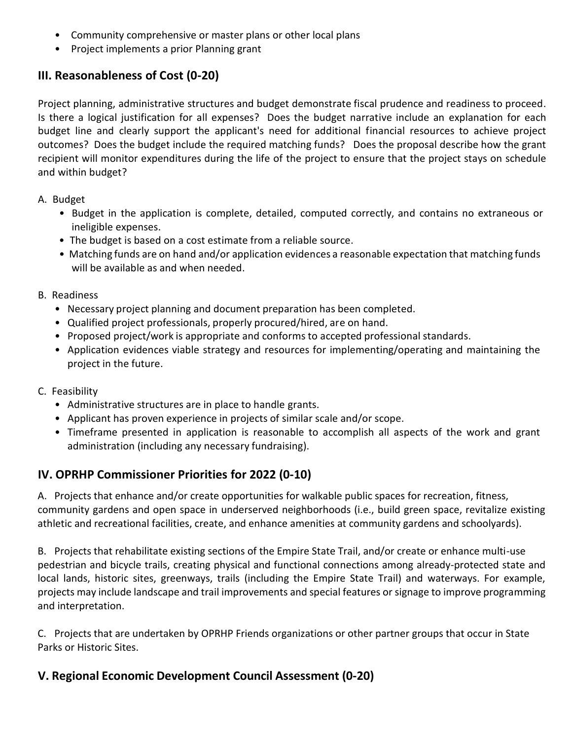- Community comprehensive or master plans or other local plans
- Project implements a prior Planning grant

## III. Reasonableness of Cost (0-20)

Project planning, administrative structures and budget demonstrate fiscal prudence and readiness to proceed. Is there a logical justification for all expenses? Does the budget narrative include an explanation for each budget line and clearly support the applicant's need for additional financial resources to achieve project outcomes? Does the budget include the required matching funds? Does the proposal describe how the grant recipient will monitor expenditures during the life of the project to ensure that the project stays on schedule and within budget?

A. Budget

- Budget in the application is complete, detailed, computed correctly, and contains no extraneous or ineligible expenses.
- The budget is based on a cost estimate from a reliable source.
- Matching funds are on hand and/or application evidences a reasonable expectation that matching funds will be available as and when needed.

B. Readiness

- Necessary project planning and document preparation has been completed.
- Qualified project professionals, properly procured/hired, are on hand.
- Proposed project/work is appropriate and conforms to accepted professional standards.
- Application evidences viable strategy and resources for implementing/operating and maintaining the project in the future.

C. Feasibility

- Administrative structures are in place to handle grants.
- Applicant has proven experience in projects of similar scale and/or scope.
- Timeframe presented in application is reasonable to accomplish all aspects of the work and grant administration (including any necessary fundraising).

## IV. OPRHP Commissioner Priorities for 2022 (0-10)

A. Projects that enhance and/or create opportunities for walkable public spaces for recreation, fitness, community gardens and open space in underserved neighborhoods (i.e., build green space, revitalize existing athletic and recreational facilities, create, and enhance amenities at community gardens and schoolyards).

B. Projects that rehabilitate existing sections of the Empire State Trail, and/or create or enhance multi-use pedestrian and bicycle trails, creating physical and functional connections among already-protected state and local lands, historic sites, greenways, trails (including the Empire State Trail) and waterways. For example, projects may include landscape and trail improvements and special features or signage to improve programming and interpretation.

C. Projects that are undertaken by OPRHP Friends organizations or other partner groups that occur in State Parks or Historic Sites.

## V. Regional Economic Development Council Assessment (0-20)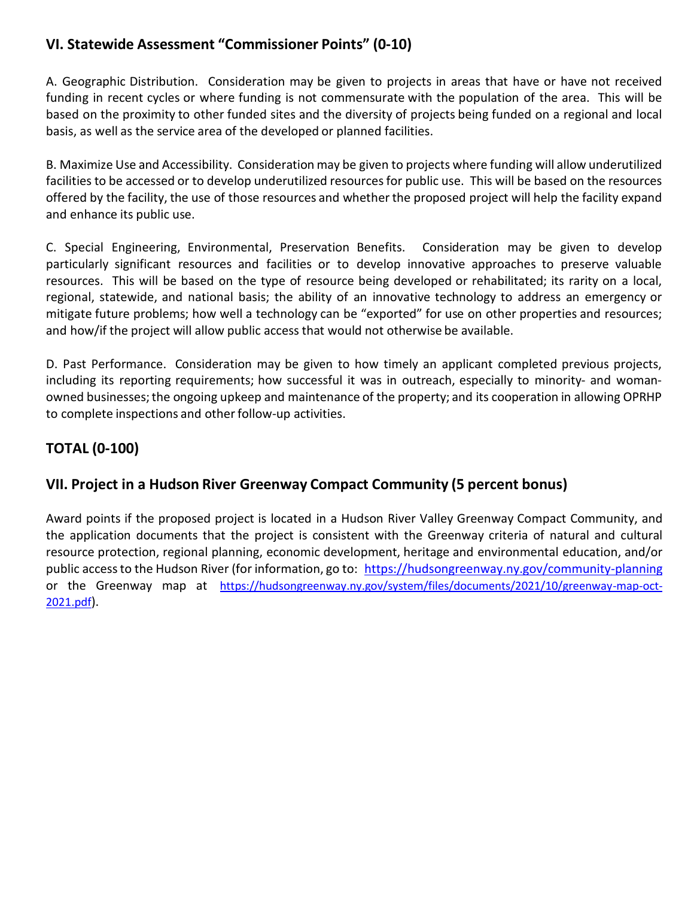## VI. Statewide Assessment "Commissioner Points" (0-10)

A. Geographic Distribution. Consideration may be given to projects in areas that have or have not received funding in recent cycles or where funding is not commensurate with the population of the area. This will be based on the proximity to other funded sites and the diversity of projects being funded on a regional and local basis, as well as the service area of the developed or planned facilities.

B. Maximize Use and Accessibility. Consideration may be given to projects where funding will allow underutilized facilities to be accessed or to develop underutilized resources for public use. This will be based on the resources offered by the facility, the use of those resources and whether the proposed project will help the facility expand and enhance its public use.

C. Special Engineering, Environmental, Preservation Benefits. Consideration may be given to develop particularly significant resources and facilities or to develop innovative approaches to preserve valuable resources. This will be based on the type of resource being developed or rehabilitated; its rarity on a local, regional, statewide, and national basis; the ability of an innovative technology to address an emergency or mitigate future problems; how well a technology can be "exported" for use on other properties and resources; and how/if the project will allow public access that would not otherwise be available.

D. Past Performance. Consideration may be given to how timely an applicant completed previous projects, including its reporting requirements; how successful it was in outreach, especially to minority- and woman-owned businesses; the ongoing upkeep and maintenance of the property; and its cooperation in allowing OPRHP to complete inspections and other follow-up activities.

## TOTAL (0-100)

## VII. Project in a Hudson River Greenway Compact Community (5 percent bonus)

Award points if the proposed project is located in a Hudson River Valley Greenway Compact Community, and the application documents that the project is consistent with the Greenway criteria of natural and cultural resource protection, regional planning, economic development, heritage and environmental education, and/or public access to the Hudson River (for information, go to: https://hudsongreenway.ny.gov/community-planning or the Greenway map at https://hudsongreenway.ny.gov/system/files/documents/2021/10/greenway-map-oct-2021.pdf).